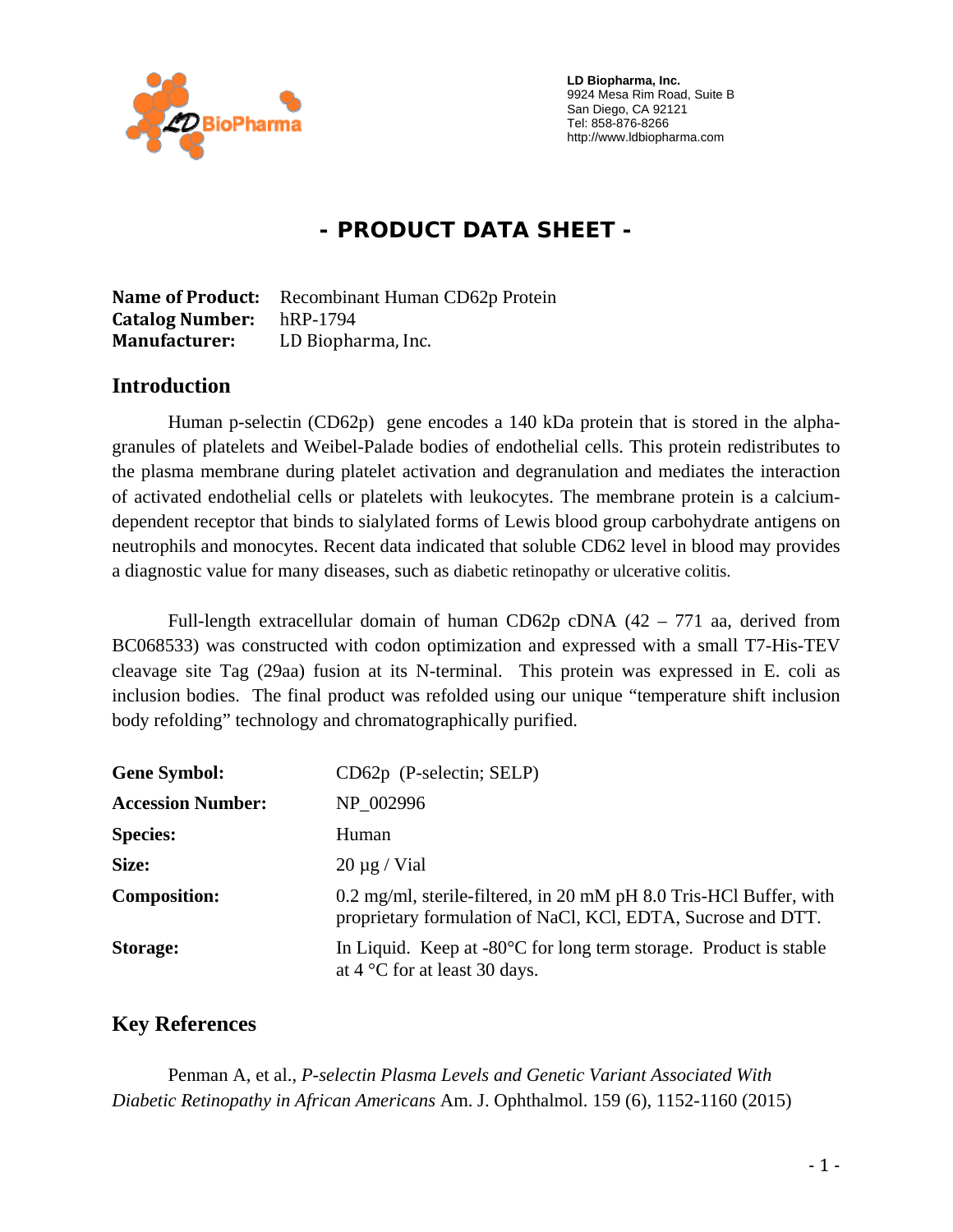**LD Biopharma, Inc.**
9924 Mesa Rim Road, Suite B
San Diego, CA 92121
Tel: 858-876-8266
http://www.ldbiopharma.com

# - PRODUCT DATA SHEET -

**Name of Product:** Recombinant Human CD62p Protein
**Catalog Number:** hRP-1794
**Manufacturer:** LD Biopharma, Inc.

## Introduction

Human p-selectin (CD62p) gene encodes a 140 kDa protein that is stored in the alpha-granules of platelets and Weibel-Palade bodies of endothelial cells. This protein redistributes to the plasma membrane during platelet activation and degranulation and mediates the interaction of activated endothelial cells or platelets with leukocytes. The membrane protein is a calcium-dependent receptor that binds to sialylated forms of Lewis blood group carbohydrate antigens on neutrophils and monocytes. Recent data indicated that soluble CD62 level in blood may provides a diagnostic value for many diseases, such as diabetic retinopathy or ulcerative colitis.

Full-length extracellular domain of human CD62p cDNA (42 – 771 aa, derived from BC068533) was constructed with codon optimization and expressed with a small T7-His-TEV cleavage site Tag (29aa) fusion at its N-terminal. This protein was expressed in E. coli as inclusion bodies. The final product was refolded using our unique "temperature shift inclusion body refolding" technology and chromatographically purified.

| | |
|---|---|
| **Gene Symbol:** | CD62p (P-selectin; SELP) |
| **Accession Number:** | NP_002996 |
| **Species:** | Human |
| **Size:** | 20 µg / Vial |
| **Composition:** | 0.2 mg/ml, sterile-filtered, in 20 mM pH 8.0 Tris-HCl Buffer, with proprietary formulation of NaCl, KCl, EDTA, Sucrose and DTT. |
| **Storage:** | In Liquid. Keep at -80°C for long term storage. Product is stable at 4 °C for at least 30 days. |

## Key References

Penman A, et al., *P-selectin Plasma Levels and Genetic Variant Associated With Diabetic Retinopathy in African Americans* Am. J. Ophthalmol. 159 (6), 1152-1160 (2015)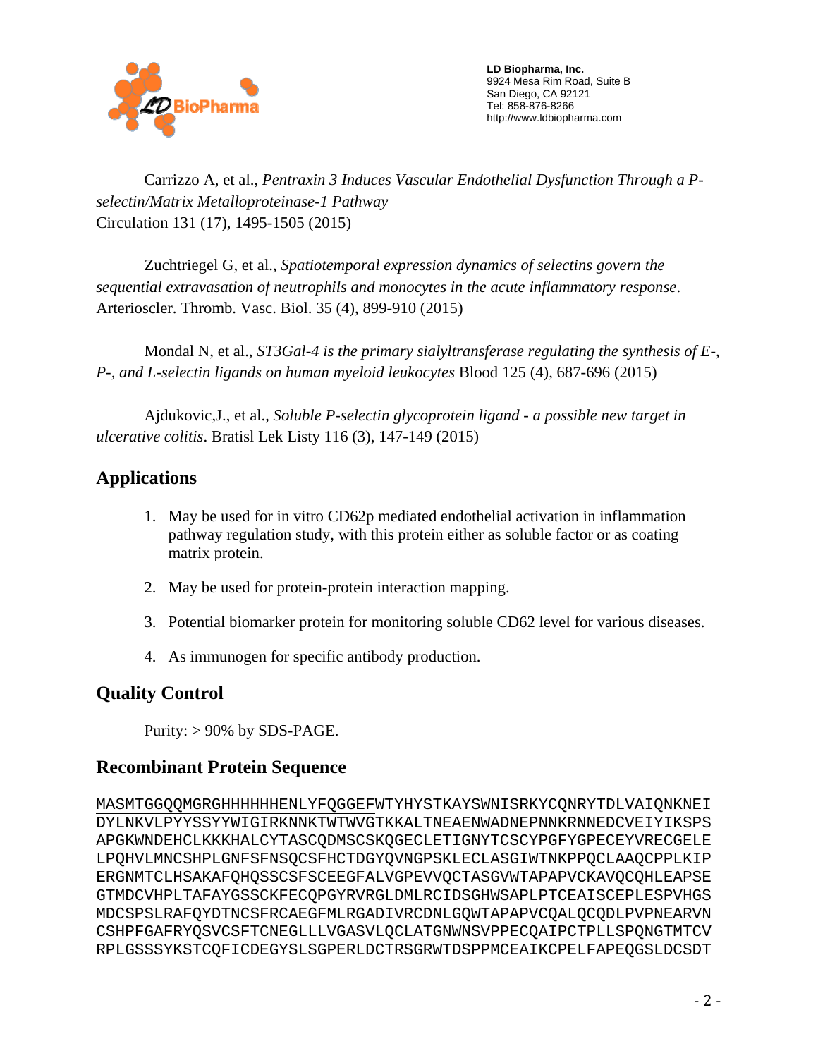Carrizzo A, et al., *Pentraxin 3 Induces Vascular Endothelial Dysfunction Through a P-selectin/Matrix Metalloproteinase-1 Pathway*
Circulation 131 (17), 1495-1505 (2015)

Zuchtriegel G, et al., *Spatiotemporal expression dynamics of selectins govern the sequential extravasation of neutrophils and monocytes in the acute inflammatory response*. Arterioscler. Thromb. Vasc. Biol. 35 (4), 899-910 (2015)

Mondal N, et al., *ST3Gal-4 is the primary sialyltransferase regulating the synthesis of E-, P-, and L-selectin ligands on human myeloid leukocytes* Blood 125 (4), 687-696 (2015)

Ajdukovic,J., et al., *Soluble P-selectin glycoprotein ligand - a possible new target in ulcerative colitis*. Bratisl Lek Listy 116 (3), 147-149 (2015)

## Applications

1. May be used for in vitro CD62p mediated endothelial activation in inflammation pathway regulation study, with this protein either as soluble factor or as coating matrix protein.
2. May be used for protein-protein interaction mapping.
3. Potential biomarker protein for monitoring soluble CD62 level for various diseases.
4. As immunogen for specific antibody production.

## Quality Control

Purity: > 90% by SDS-PAGE.

## Recombinant Protein Sequence

```
MASMTGGQQMGRGHHHHHHENLYFQGGEFWTYHYSTKAYSWNISRKYCQNRYTDLVAIQNKNEI
DYLNKVLPYYSSYYWIGIRKNNKTWTWVGTKKALTNEAENWADNEPNNKRNNEDCVEIYIKSPS
APGKWNDEHCLKKKHALCYTASCQDMSCSKQGECLETIGNYTCSCYPGFYGPECEYVRECGELE
LPQHVLMNCSHPLGNFSFNSQCSFHCTDGYQVNGPSKLECLASGIWTNKPPQCLAAQCPPLKIP
ERGNMTCLHSAKAFQHQSSCSFSCEEGFALVGPEVVQCTASGVWTAPAPVCKAVQCQHLEAPSE
GTMDCVHPLTAFAYGSSCKFECQPGYRVRGLDMLRCIDSGHWSAPLPTCEAISCEPLESPVHGS
MDCSPSLRAFQYDTNCSFRCAEGFMLRGADIVRCDNLGQWTAPAPVCQALQCQDLPVPNEARVN
CSHPFGAFRYQSVCSFTCNEGLLLVGASVLQCLATGNWNSVPPECQAIPCTPLLSPQNGTMTCV
RPLGSSSYKSTCQFICDEGYSLSGPERLDCTRSGRWTDSPPMCEAIKCPELFAPEQGSLDCSDT
```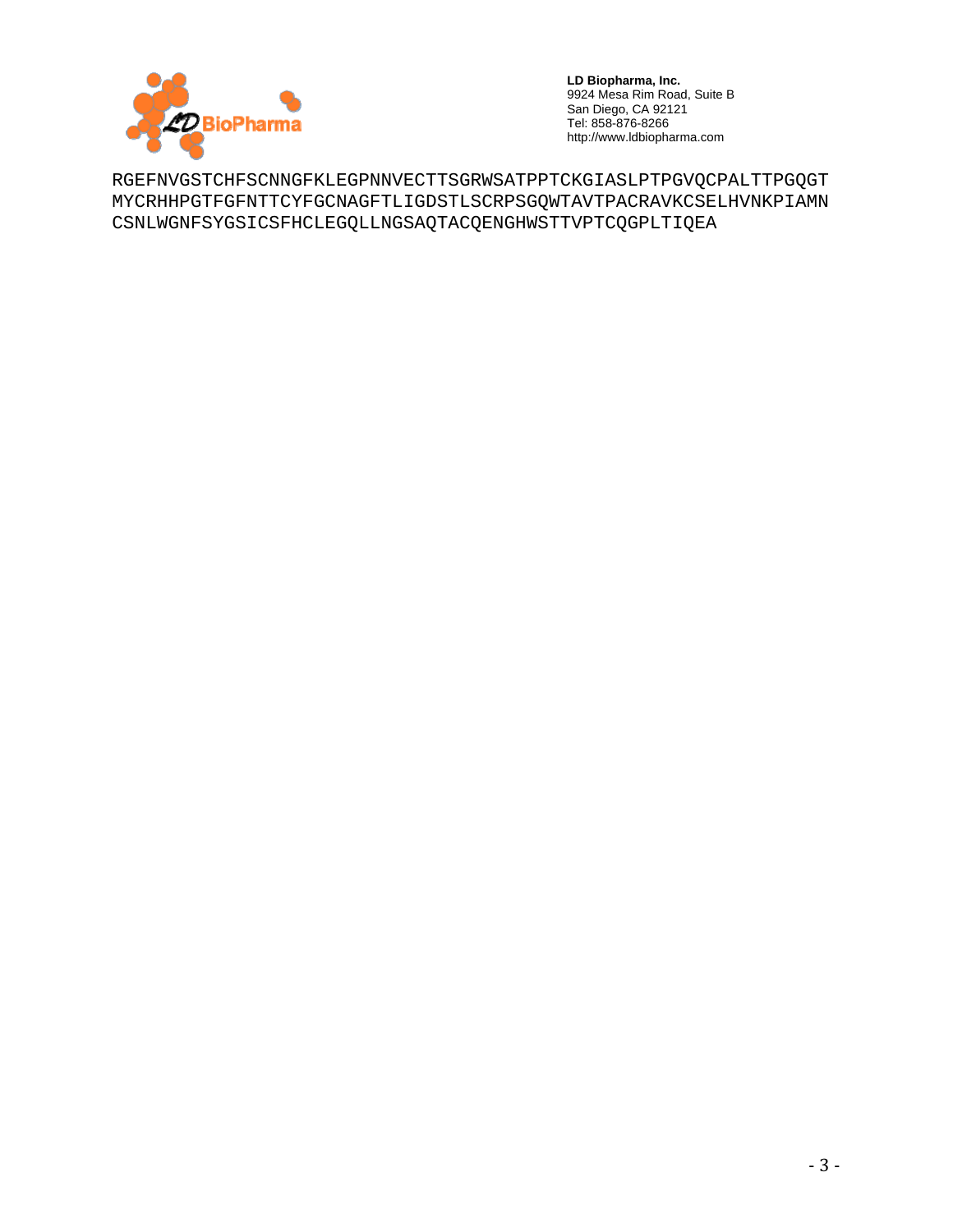**LD Biopharma, Inc.**
9924 Mesa Rim Road, Suite B
San Diego, CA 92121
Tel: 858-876-8266
http://www.ldbiopharma.com

```
RGEFNVGSTCHFSCNNGFKLEGPNNVECTTSGRWSATPPTCKGIASLPTPGVQCPALTTPGQGT
MYCRHHPGTFGFNTTCYFGCNAGFTLIGDSTLSCRPSGQWTAVTPACRAVKCSELHVNKPIAMN
CSNLWGNFSYGSICSFHCLEGQLLNGSAQTACQENGHWSTTVPTCQGPLTIQEA
```